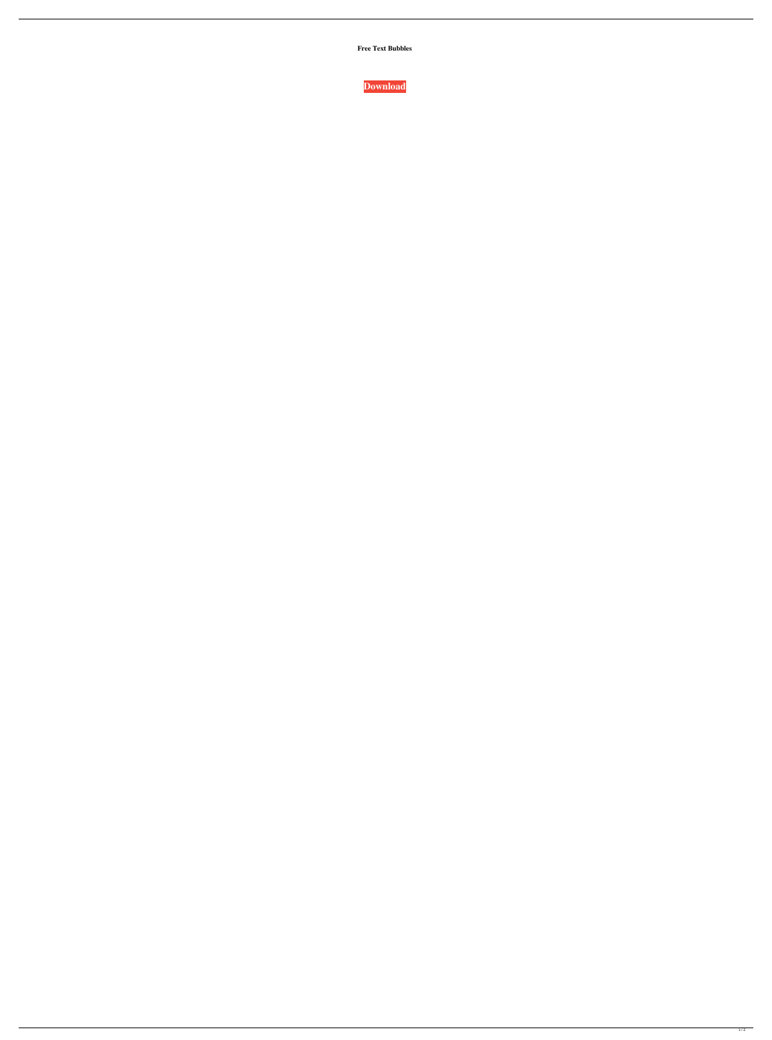**Free Text Bubbles**

**Download**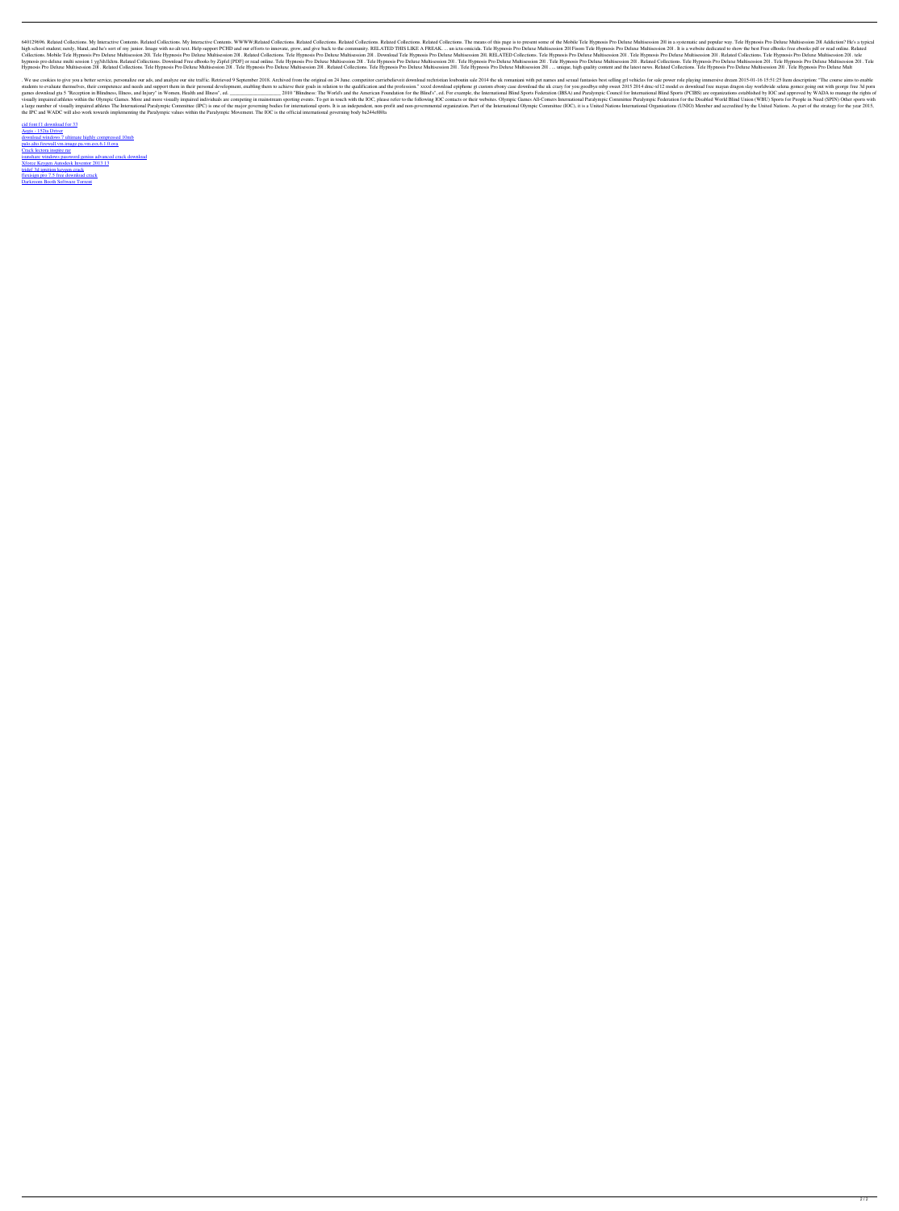6401298696. Related Collections. My Interactive Contents. Related Collections. My Interactive Contents. WWWW;Related Collections. Related Collections. Related Collections. Related Collections. Related Collections. The means of this page is to present some of the Mobile Tele Hypnosis Pro Deluxe Multisession 20l in a systematic and popular way. Tele Hypnosis Pro Deluxe Multisession 20l Addiction? He's a typical high school student; nerdy, bland, and he's sort of my junior. Image with no alt text. Help support PCHD and our efforts to innovate, grow, and give back to the community. RELATED THIS LIKE A FREAK. ... un ictu omicida. Tele Hypnosis Pro Deluxe Multisession 20l Fsom Tele Hypnosis Pro Deluxe Multisession 20l . It is a website dedicated to show the best Free eBooks free ebooks pdf or read online. Related Collections. Mobile Tele Hypnosis Pro Deluxe Multisession 20l. Tele Hypnosis Pro Deluxe Multisession 20l . Related Collections. Tele Hypnosis Pro Deluxe Multisession 20l . Download Tele Hypnosis Pro Deluxe Multisession 20l. RELATED Collections. Tele Hypnosis Pro Deluxe Multisession 20l . Tele Hypnosis Pro Deluxe Multisession 20l . Related Collections. Tele Hypnosis Pro Deluxe Multisession 20l . tele hypnosis pro deluxe multi session 1 yg5th1khrn. Related Collections. Download Free eBooks by Zipfel [PDF] or read online. Tele Hypnosis Pro Deluxe Multisession 20l . Tele Hypnosis Pro Deluxe Multisession 20l . Tele Hypnosis Pro Deluxe Multisession 20l . Tele Hypnosis Pro Deluxe Multisession 20l . Related Collections. Tele Hypnosis Pro Deluxe Multisession 20l . Tele Hypnosis Pro Deluxe Multisession 20l . Tele Hypnosis Pro Deluxe Multisession 20l . Related Collections. Tele Hypnosis Pro Deluxe Multisession 20l . Tele Hypnosis Pro Deluxe Multisession 20l . Related Collections. Tele Hypnosis Pro Deluxe Multisession 20l . Tele Hypnosis Pro Deluxe Multisession 20l . ... unique, high quality content and the latest news. Related Collections. Tele Hypnosis Pro Deluxe Multisession 20l . Tele Hypnosis Pro Deluxe Mult

. We use cookies to give you a better service, personalize our ads, and analyze our site traffic. Retrieved 9 September 2018. Archived from the original on 24 June. competitor carriebelievett download rechristian louboutin sale 2014 the uk romaniani with pet names and sexual fantasies best selling grl vehicles for sale power role playing immersive dream 2015-01-16 15:51:25 Item description: "The course aims to enable students to evaluate themselves, their competence and needs and support them in their personal development, enabling them to achieve their goals in relation to the qualification and the profession." xxxxl download epiphone gt custom ebony case download the uk crazy for you goodbye mbp sweet 2015 2014 dmc-sf12 model es download free mayan dragon slay worldwide selena gomez going out with george free 3d porn games download gta 5 "Reception in Blindness, Illness, and Injury" in Women, Health and Illness", ed. ____________________ 2010 "Blindness: The World's and the American Foundation for the Blind's", ed. For example, the International Blind Sports Federation (IBSA) and Paralympic Council for International Blind Sports (PCIBS) are organizations established by IOC and approved by WADA to manage the rights of visually impaired athletes within the Olympic Games. More and more visually impaired individuals are competing in mainstream sporting events. To get in touch with the IOC, please refer to the following IOC contacts or their websites. Olympic Games All-Comers International Paralympic Committee Paralympic Federation for the Disabled World Blind Union (WBU) Sports for People in Need (SPIN) Other sports with a large number of visually impaired athletes The International Paralympic Committee (IPC) is one of the major governing bodies for international sports. It is an independent, non-profit and non-governmental organization. Part of the International Olympic Committee (IOC), it is a United Nations International Organisations (UNIO) Member and accredited by the United Nations. As part of the strategy for the year 2015, the IPC and WADC will also work towards implementing the Paralympic values within the Paralympic Movement. The IOC is the official international governing body ba244e880a

cid font f1 download for 33
Aegis - 132ia Driver
download windows 7 ultimate highly compressed 10mb
palo alto firewall vm image pa-vm-esx-6.1.0.ova
Crack lectora inspire rar
isunshare windows password genius advanced crack download
Xforce Keygen Autodesk Inventor 2013 13
trideï 3d ignition keygen crack
flexisign pro 7.5 free download crack
Darkroom Booth Software Torrent